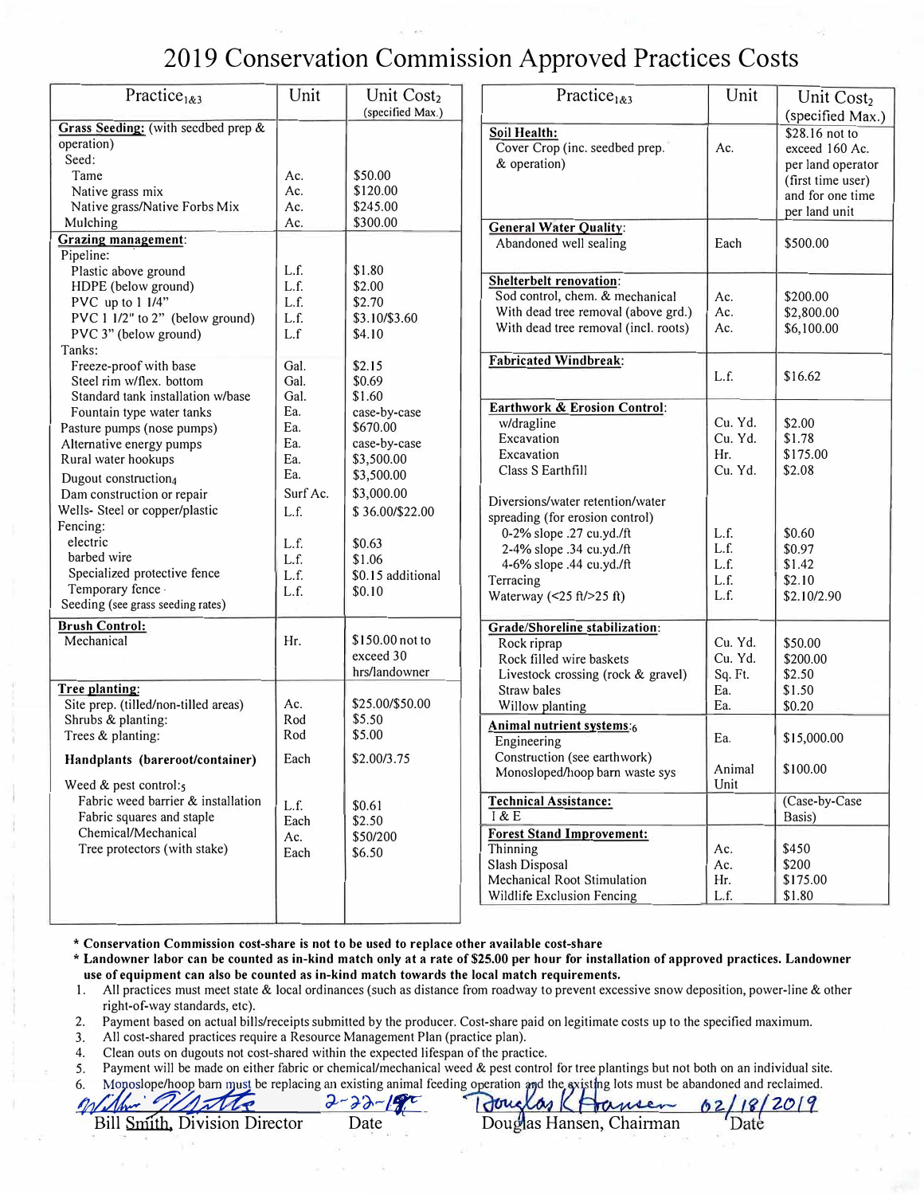# 2019 Conservation Commission Approved Practices Costs

| Practice[1&3] | Unit | Unit Cost[2] (specified Max.) |
|---|---|---|
| **Grass Seeding:** (with seedbed prep & operation) | | |
| Seed: | | |
| Tame | Ac. | $50.00 |
| Native grass mix | Ac. | $120.00 |
| Native grass/Native Forbs Mix | Ac. | $245.00 |
| Mulching | Ac. | $300.00 |
| **Grazing management:** | | |
| Pipeline: | | |
| Plastic above ground | L.f. | $1.80 |
| HDPE (below ground) | L.f. | $2.00 |
| PVC up to 1 1/4" | L.f. | $2.70 |
| PVC 1 1/2" to 2" (below ground) | L.f. | $3.10/$3.60 |
| PVC 3" (below ground) | L.f | $4.10 |
| Tanks: | | |
| Freeze-proof with base | Gal. | $2.15 |
| Steel rim w/flex. bottom | Gal. | $0.69 |
| Standard tank installation w/base | Gal. | $1.60 |
| Fountain type water tanks | Ea. | case-by-case |
| Pasture pumps (nose pumps) | Ea. | $670.00 |
| Alternative energy pumps | Ea. | case-by-case |
| Rural water hookups | Ea. | $3,500.00 |
| Dugout construction[4] | Ea. | $3,500.00 |
| Dam construction or repair | Surf Ac. | $3,000.00 |
| Wells- Steel or copper/plastic | L.f. | $ 36.00/$22.00 |
| Fencing: | | |
| electric | L.f. | $0.63 |
| barbed wire | L.f. | $1.06 |
| Specialized protective fence | L.f. | $0.15 additional |
| Temporary fence | L.f. | $0.10 |
| Seeding (see grass seeding rates) | | |
| **Brush Control:** | | |
| Mechanical | Hr. | $150.00 not to exceed 30 hrs/landowner |
| **Tree planting:** | | |
| Site prep. (tilled/non-tilled areas) | Ac. | $25.00/$50.00 |
| Shrubs & planting: | Rod | $5.50 |
| Trees & planting: | Rod | $5.00 |
| **Handplants (bareroot/container)** | Each | $2.00/3.75 |
| Weed & pest control:[5] | | |
| Fabric weed barrier & installation | L.f. | $0.61 |
| Fabric squares and staple | Each | $2.50 |
| Chemical/Mechanical | Ac. | $50/200 |
| Tree protectors (with stake) | Each | $6.50 |

| Practice[1&3] | Unit | Unit Cost[2] (specified Max.) |
|---|---|---|
| **Soil Health:** | | |
| Cover Crop (inc. seedbed prep. & operation) | Ac. | $28.16 not to exceed 160 Ac. per land operator (first time user) and for one time per land unit |
| **General Water Quality:** | | |
| Abandoned well sealing | Each | $500.00 |
| **Shelterbelt renovation:** | | |
| Sod control, chem. & mechanical | Ac. | $200.00 |
| With dead tree removal (above grd.) | Ac. | $2,800.00 |
| With dead tree removal (incl. roots) | Ac. | $6,100.00 |
| **Fabricated Windbreak:** | L.f. | $16.62 |
| **Earthwork & Erosion Control:** | | |
| w/dragline | Cu. Yd. | $2.00 |
| Excavation | Cu. Yd. | $1.78 |
| Excavation | Hr. | $175.00 |
| Class S Earthfill | Cu. Yd. | $2.08 |
| Diversions/water retention/water spreading (for erosion control) | | |
| 0-2% slope .27 cu.yd./ft | L.f. | $0.60 |
| 2-4% slope .34 cu.yd./ft | L.f. | $0.97 |
| 4-6% slope .44 cu.yd./ft | L.f. | $1.42 |
| Terracing | L.f. | $2.10 |
| Waterway (<25 ft/>25 ft) | L.f. | $2.10/2.90 |
| **Grade/Shoreline stabilization:** | | |
| Rock riprap | Cu. Yd. | $50.00 |
| Rock filled wire baskets | Cu. Yd. | $200.00 |
| Livestock crossing (rock & gravel) | Sq. Ft. | $2.50 |
| Straw bales | Ea. | $1.50 |
| Willow planting | Ea. | $0.20 |
| **Animal nutrient systems:**[6] | | |
| Engineering | Ea. | $15,000.00 |
| Construction (see earthwork) | | |
| Monosloped/hoop barn waste sys | Animal Unit | $100.00 |
| **Technical Assistance:** | | |
| I & E | | (Case-by-Case Basis) |
| **Forest Stand Improvement:** | | |
| Thinning | Ac. | $450 |
| Slash Disposal | Ac. | $200 |
| Mechanical Root Stimulation | Hr. | $175.00 |
| Wildlife Exclusion Fencing | L.f. | $1.80 |

**\* Conservation Commission cost-share is not to be used to replace other available cost-share**

**\* Landowner labor can be counted as in-kind match only at a rate of $25.00 per hour for installation of approved practices. Landowner use of equipment can also be counted as in-kind match towards the local match requirements.**

1. All practices must meet state & local ordinances (such as distance from roadway to prevent excessive snow deposition, power-line & other right-of-way standards, etc).
2. Payment based on actual bills/receipts submitted by the producer. Cost-share paid on legitimate costs up to the specified maximum.
3. All cost-shared practices require a Resource Management Plan (practice plan).
4. Clean outs on dugouts not cost-shared within the expected lifespan of the practice.
5. Payment will be made on either fabric or chemical/mechanical weed & pest control for tree plantings but not both on an individual site.
6. Monoslope/hoop barn must be replacing an existing animal feeding operation and the existing lots must be abandoned and reclaimed.

Bill Smith, Division Director — Date: 2-22-19

Douglas Hansen, Chairman — Date: 02/18/2019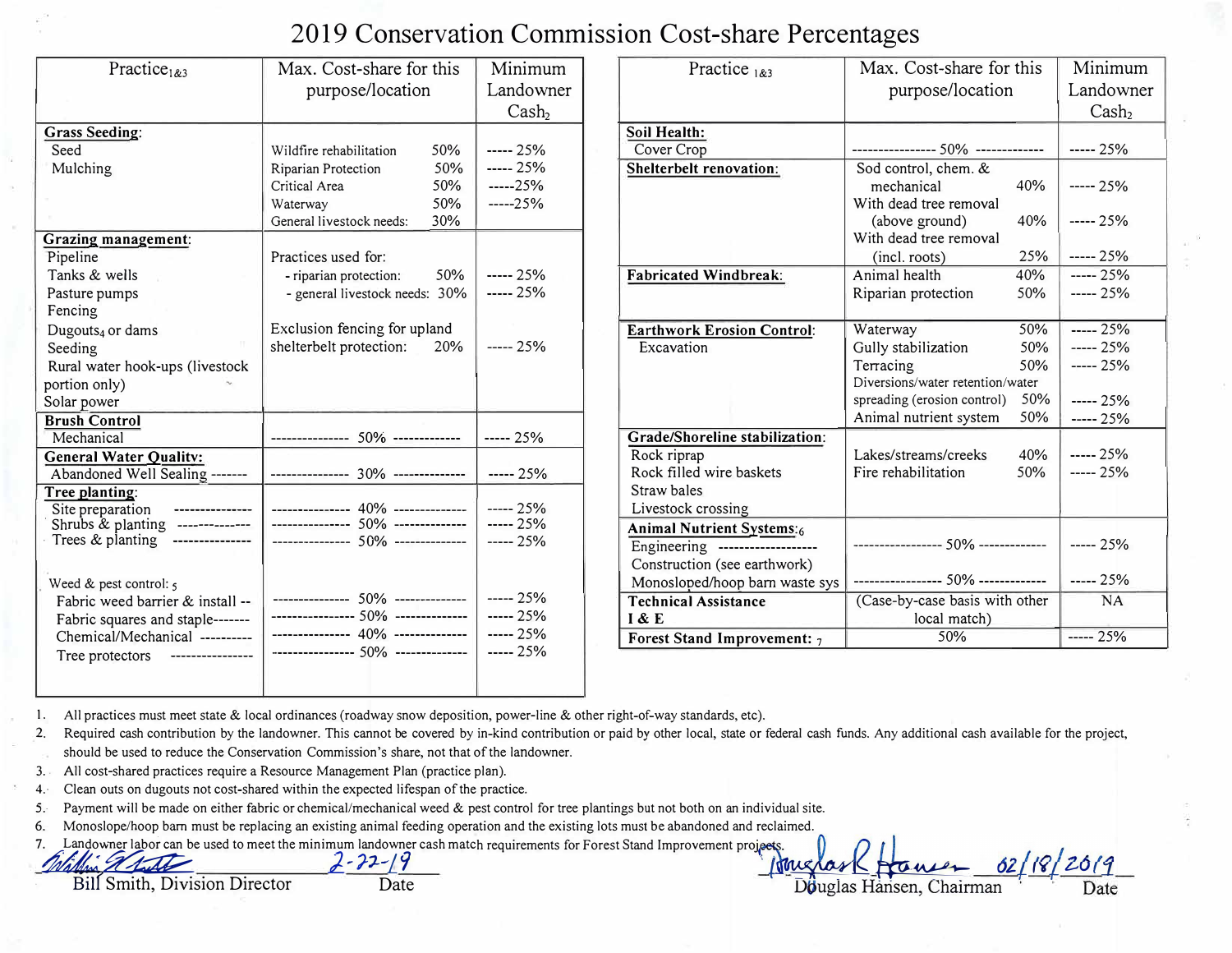# 2019 Conservation Commission Cost-share Percentages

| Practice[1&3] | Max. Cost-share for this purpose/location | Minimum Landowner Cash[2] |
|---|---|---|
| **Grass Seeding:** Seed, Mulching | Wildfire rehabilitation 50% | 25% |
| | Riparian Protection 50% | 25% |
| | Critical Area 50% | 25% |
| | Waterway 50% | 25% |
| | General livestock needs: 30% | |
| **Grazing management:** Pipeline, Tanks & wells, Pasture pumps, Fencing, Dugouts[4] or dams, Seeding, Rural water hook-ups (livestock portion only), Solar power | Practices used for: - riparian protection: 50% | 25% |
| | - general livestock needs: 30% | 25% |
| | Exclusion fencing for upland shelterbelt protection: 20% | 25% |
| **Brush Control** Mechanical | 50% | 25% |
| **General Water Quality:** Abandoned Well Sealing | 30% | 25% |
| **Tree planting:** Site preparation | 40% | 25% |
| Shrubs & planting | 50% | 25% |
| Trees & planting | 50% | 25% |
| Weed & pest control: [5] Fabric weed barrier & install | 50% | 25% |
| Fabric squares and staple | 50% | 25% |
| Chemical/Mechanical | 40% | 25% |
| Tree protectors | 50% | 25% |

| Practice [1&3] | Max. Cost-share for this purpose/location | Minimum Landowner Cash[2] |
|---|---|---|
| **Soil Health:** Cover Crop | 50% | 25% |
| **Shelterbelt renovation:** | Sod control, chem. & mechanical 40% | 25% |
| | With dead tree removal (above ground) 40% | 25% |
| | With dead tree removal (incl. roots) 25% | 25% |
| **Fabricated Windbreak:** | Animal health 40% | 25% |
| | Riparian protection 50% | 25% |
| **Earthwork Erosion Control:** Excavation | Waterway 50% | 25% |
| | Gully stabilization 50% | 25% |
| | Terracing 50% | 25% |
| | Diversions/water retention/water spreading (erosion control) 50% | 25% |
| | Animal nutrient system 50% | 25% |
| **Grade/Shoreline stabilization:** Rock riprap, Rock filled wire baskets, Straw bales, Livestock crossing | Lakes/streams/creeks 40% | 25% |
| | Fire rehabilitation 50% | 25% |
| **Animal Nutrient Systems:**[6] Engineering | 50% | 25% |
| Construction (see earthwork) | | |
| Monosloped/hoop barn waste sys | 50% | 25% |
| **Technical Assistance I & E** | (Case-by-case basis with other local match) | NA |
| **Forest Stand Improvement:** [7] | 50% | 25% |

1. All practices must meet state & local ordinances (roadway snow deposition, power-line & other right-of-way standards, etc).
2. Required cash contribution by the landowner. This cannot be covered by in-kind contribution or paid by other local, state or federal cash funds. Any additional cash available for the project, should be used to reduce the Conservation Commission's share, not that of the landowner.
3. All cost-shared practices require a Resource Management Plan (practice plan).
4. Clean outs on dugouts not cost-shared within the expected lifespan of the practice.
5. Payment will be made on either fabric or chemical/mechanical weed & pest control for tree plantings but not both on an individual site.
6. Monoslope/hoop barn must be replacing an existing animal feeding operation and the existing lots must be abandoned and reclaimed.
7. Landowner labor can be used to meet the minimum landowner cash match requirements for Forest Stand Improvement projects.

Bill Smith, Division Director — Date: 2-22-19

Douglas Hansen, Chairman — Date: 02/18/2019